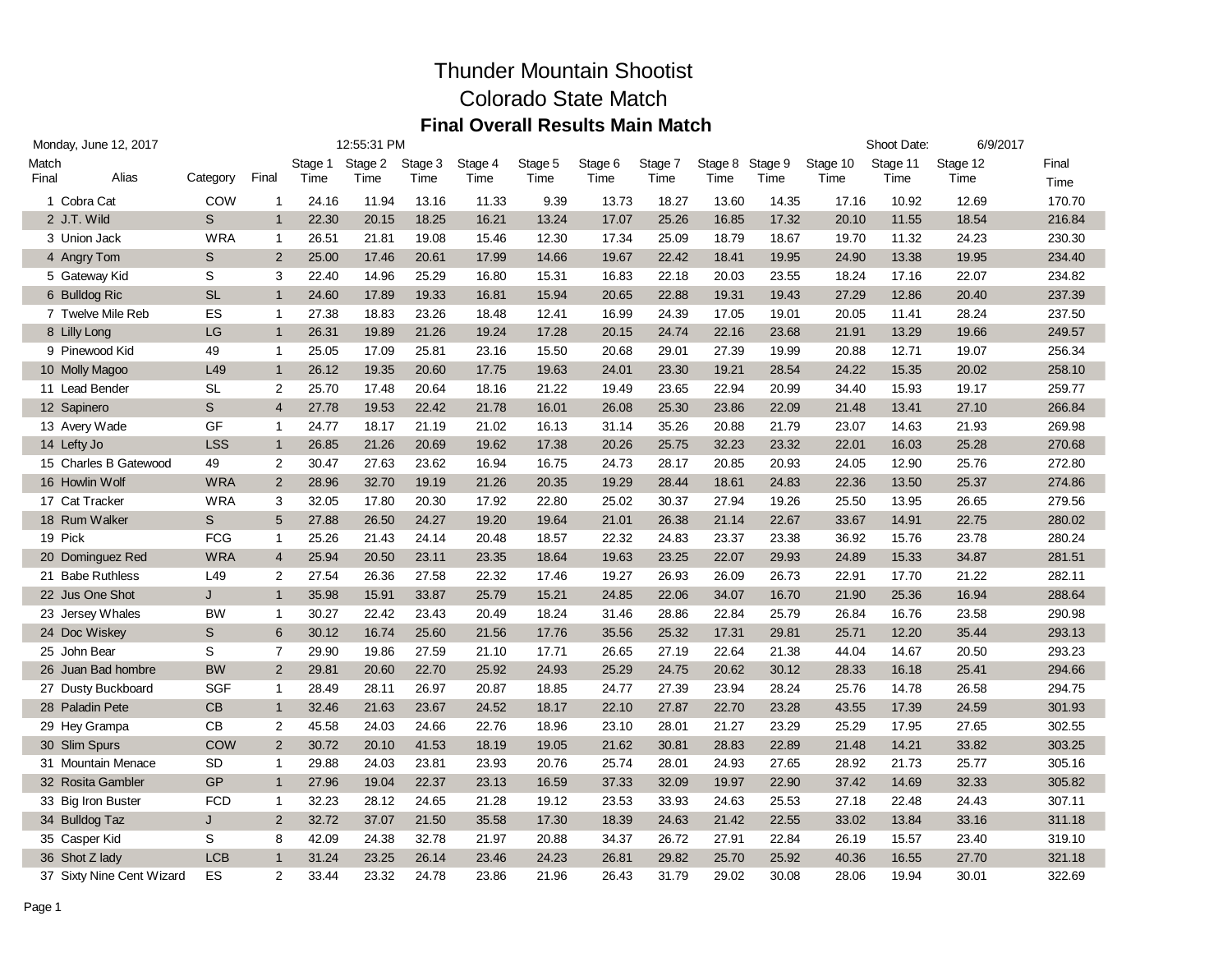# Thunder Mountain Shootist

## Colorado State Match

### Final Overall Results Main Match

Monday, June 12, 2017 12:55:31 PM Shoot Date: 6/9/2017

| Match Final | Alias | Category | Final | Stage 1 Time | Stage 2 Time | Stage 3 Time | Stage 4 Time | Stage 5 Time | Stage 6 Time | Stage 7 Time | Stage 8 Time | Stage 9 Time | Stage 10 Time | Stage 11 Time | Stage 12 Time | Final Time |
|---|---|---|---|---|---|---|---|---|---|---|---|---|---|---|---|---|
| 1 | Cobra Cat | COW | 1 | 24.16 | 11.94 | 13.16 | 11.33 | 9.39 | 13.73 | 18.27 | 13.60 | 14.35 | 17.16 | 10.92 | 12.69 | 170.70 |
| 2 | J.T. Wild | S | 1 | 22.30 | 20.15 | 18.25 | 16.21 | 13.24 | 17.07 | 25.26 | 16.85 | 17.32 | 20.10 | 11.55 | 18.54 | 216.84 |
| 3 | Union Jack | WRA | 1 | 26.51 | 21.81 | 19.08 | 15.46 | 12.30 | 17.34 | 25.09 | 18.79 | 18.67 | 19.70 | 11.32 | 24.23 | 230.30 |
| 4 | Angry Tom | S | 2 | 25.00 | 17.46 | 20.61 | 17.99 | 14.66 | 19.67 | 22.42 | 18.41 | 19.95 | 24.90 | 13.38 | 19.95 | 234.40 |
| 5 | Gateway Kid | S | 3 | 22.40 | 14.96 | 25.29 | 16.80 | 15.31 | 16.83 | 22.18 | 20.03 | 23.55 | 18.24 | 17.16 | 22.07 | 234.82 |
| 6 | Bulldog Ric | SL | 1 | 24.60 | 17.89 | 19.33 | 16.81 | 15.94 | 20.65 | 22.88 | 19.31 | 19.43 | 27.29 | 12.86 | 20.40 | 237.39 |
| 7 | Twelve Mile Reb | ES | 1 | 27.38 | 18.83 | 23.26 | 18.48 | 12.41 | 16.99 | 24.39 | 17.05 | 19.01 | 20.05 | 11.41 | 28.24 | 237.50 |
| 8 | Lilly Long | LG | 1 | 26.31 | 19.89 | 21.26 | 19.24 | 17.28 | 20.15 | 24.74 | 22.16 | 23.68 | 21.91 | 13.29 | 19.66 | 249.57 |
| 9 | Pinewood Kid | 49 | 1 | 25.05 | 17.09 | 25.81 | 23.16 | 15.50 | 20.68 | 29.01 | 27.39 | 19.99 | 20.88 | 12.71 | 19.07 | 256.34 |
| 10 | Molly Magoo | L49 | 1 | 26.12 | 19.35 | 20.60 | 17.75 | 19.63 | 24.01 | 23.30 | 19.21 | 28.54 | 24.22 | 15.35 | 20.02 | 258.10 |
| 11 | Lead Bender | SL | 2 | 25.70 | 17.48 | 20.64 | 18.16 | 21.22 | 19.49 | 23.65 | 22.94 | 20.99 | 34.40 | 15.93 | 19.17 | 259.77 |
| 12 | Sapinero | S | 4 | 27.78 | 19.53 | 22.42 | 21.78 | 16.01 | 26.08 | 25.30 | 23.86 | 22.09 | 21.48 | 13.41 | 27.10 | 266.84 |
| 13 | Avery Wade | GF | 1 | 24.77 | 18.17 | 21.19 | 21.02 | 16.13 | 31.14 | 35.26 | 20.88 | 21.79 | 23.07 | 14.63 | 21.93 | 269.98 |
| 14 | Lefty Jo | LSS | 1 | 26.85 | 21.26 | 20.69 | 19.62 | 17.38 | 20.26 | 25.75 | 32.23 | 23.32 | 22.01 | 16.03 | 25.28 | 270.68 |
| 15 | Charles B Gatewood | 49 | 2 | 30.47 | 27.63 | 23.62 | 16.94 | 16.75 | 24.73 | 28.17 | 20.85 | 20.93 | 24.05 | 12.90 | 25.76 | 272.80 |
| 16 | Howlin Wolf | WRA | 2 | 28.96 | 32.70 | 19.19 | 21.26 | 20.35 | 19.29 | 28.44 | 18.61 | 24.83 | 22.36 | 13.50 | 25.37 | 274.86 |
| 17 | Cat Tracker | WRA | 3 | 32.05 | 17.80 | 20.30 | 17.92 | 22.80 | 25.02 | 30.37 | 27.94 | 19.26 | 25.50 | 13.95 | 26.65 | 279.56 |
| 18 | Rum Walker | S | 5 | 27.88 | 26.50 | 24.27 | 19.20 | 19.64 | 21.01 | 26.38 | 21.14 | 22.67 | 33.67 | 14.91 | 22.75 | 280.02 |
| 19 | Pick | FCG | 1 | 25.26 | 21.43 | 24.14 | 20.48 | 18.57 | 22.32 | 24.83 | 23.37 | 23.38 | 36.92 | 15.76 | 23.78 | 280.24 |
| 20 | Dominguez Red | WRA | 4 | 25.94 | 20.50 | 23.11 | 23.35 | 18.64 | 19.63 | 23.25 | 22.07 | 29.93 | 24.89 | 15.33 | 34.87 | 281.51 |
| 21 | Babe Ruthless | L49 | 2 | 27.54 | 26.36 | 27.58 | 22.32 | 17.46 | 19.27 | 26.93 | 26.09 | 26.73 | 22.91 | 17.70 | 21.22 | 282.11 |
| 22 | Jus One Shot | J | 1 | 35.98 | 15.91 | 33.87 | 25.79 | 15.21 | 24.85 | 22.06 | 34.07 | 16.70 | 21.90 | 25.36 | 16.94 | 288.64 |
| 23 | Jersey Whales | BW | 1 | 30.27 | 22.42 | 23.43 | 20.49 | 18.24 | 31.46 | 28.86 | 22.84 | 25.79 | 26.84 | 16.76 | 23.58 | 290.98 |
| 24 | Doc Wiskey | S | 6 | 30.12 | 16.74 | 25.60 | 21.56 | 17.76 | 35.56 | 25.32 | 17.31 | 29.81 | 25.71 | 12.20 | 35.44 | 293.13 |
| 25 | John Bear | S | 7 | 29.90 | 19.86 | 27.59 | 21.10 | 17.71 | 26.65 | 27.19 | 22.64 | 21.38 | 44.04 | 14.67 | 20.50 | 293.23 |
| 26 | Juan Bad hombre | BW | 2 | 29.81 | 20.60 | 22.70 | 25.92 | 24.93 | 25.29 | 24.75 | 20.62 | 30.12 | 28.33 | 16.18 | 25.41 | 294.66 |
| 27 | Dusty Buckboard | SGF | 1 | 28.49 | 28.11 | 26.97 | 20.87 | 18.85 | 24.77 | 27.39 | 23.94 | 28.24 | 25.76 | 14.78 | 26.58 | 294.75 |
| 28 | Paladin Pete | CB | 1 | 32.46 | 21.63 | 23.67 | 24.52 | 18.17 | 22.10 | 27.87 | 22.70 | 23.28 | 43.55 | 17.39 | 24.59 | 301.93 |
| 29 | Hey Grampa | CB | 2 | 45.58 | 24.03 | 24.66 | 22.76 | 18.96 | 23.10 | 28.01 | 21.27 | 23.29 | 25.29 | 17.95 | 27.65 | 302.55 |
| 30 | Slim Spurs | COW | 2 | 30.72 | 20.10 | 41.53 | 18.19 | 19.05 | 21.62 | 30.81 | 28.83 | 22.89 | 21.48 | 14.21 | 33.82 | 303.25 |
| 31 | Mountain Menace | SD | 1 | 29.88 | 24.03 | 23.81 | 23.93 | 20.76 | 25.74 | 28.01 | 24.93 | 27.65 | 28.92 | 21.73 | 25.77 | 305.16 |
| 32 | Rosita Gambler | GP | 1 | 27.96 | 19.04 | 22.37 | 23.13 | 16.59 | 37.33 | 32.09 | 19.97 | 22.90 | 37.42 | 14.69 | 32.33 | 305.82 |
| 33 | Big Iron Buster | FCD | 1 | 32.23 | 28.12 | 24.65 | 21.28 | 19.12 | 23.53 | 33.93 | 24.63 | 25.53 | 27.18 | 22.48 | 24.43 | 307.11 |
| 34 | Bulldog Taz | J | 2 | 32.72 | 37.07 | 21.50 | 35.58 | 17.30 | 18.39 | 24.63 | 21.42 | 22.55 | 33.02 | 13.84 | 33.16 | 311.18 |
| 35 | Casper Kid | S | 8 | 42.09 | 24.38 | 32.78 | 21.97 | 20.88 | 34.37 | 26.72 | 27.91 | 22.84 | 26.19 | 15.57 | 23.40 | 319.10 |
| 36 | Shot Z lady | LCB | 1 | 31.24 | 23.25 | 26.14 | 23.46 | 24.23 | 26.81 | 29.82 | 25.70 | 25.92 | 40.36 | 16.55 | 27.70 | 321.18 |
| 37 | Sixty Nine Cent Wizard | ES | 2 | 33.44 | 23.32 | 24.78 | 23.86 | 21.96 | 26.43 | 31.79 | 29.02 | 30.08 | 28.06 | 19.94 | 30.01 | 322.69 |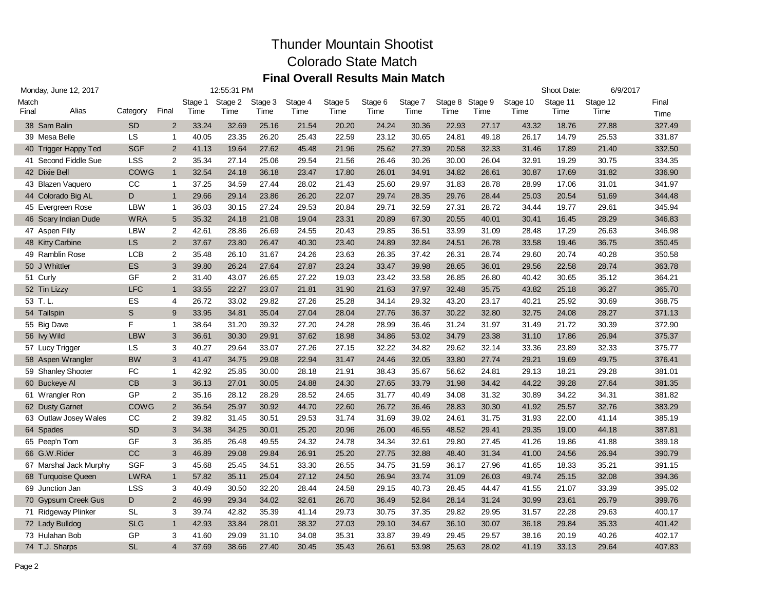# Thunder Mountain Shootist

## Colorado State Match

### Final Overall Results Main Match

Monday, June 12, 2017 12:55:31 PM Shoot Date: 6/9/2017

| Match Final | Alias | Category | Final | Stage 1 Time | Stage 2 Time | Stage 3 Time | Stage 4 Time | Stage 5 Time | Stage 6 Time | Stage 7 Time | Stage 8 Time | Stage 9 Time | Stage 10 Time | Stage 11 Time | Stage 12 Time | Final Time |
|---|---|---|---|---|---|---|---|---|---|---|---|---|---|---|---|---|
| 38 | Sam Balin | SD | 2 | 33.24 | 32.69 | 25.16 | 21.54 | 20.20 | 24.24 | 30.36 | 22.93 | 27.17 | 43.32 | 18.76 | 27.88 | 327.49 |
| 39 | Mesa Belle | LS | 1 | 40.05 | 23.35 | 26.20 | 25.43 | 22.59 | 23.12 | 30.65 | 24.81 | 49.18 | 26.17 | 14.79 | 25.53 | 331.87 |
| 40 | Trigger Happy Ted | SGF | 2 | 41.13 | 19.64 | 27.62 | 45.48 | 21.96 | 25.62 | 27.39 | 20.58 | 32.33 | 31.46 | 17.89 | 21.40 | 332.50 |
| 41 | Second Fiddle Sue | LSS | 2 | 35.34 | 27.14 | 25.06 | 29.54 | 21.56 | 26.46 | 30.26 | 30.00 | 26.04 | 32.91 | 19.29 | 30.75 | 334.35 |
| 42 | Dixie Bell | COWG | 1 | 32.54 | 24.18 | 36.18 | 23.47 | 17.80 | 26.01 | 34.91 | 34.82 | 26.61 | 30.87 | 17.69 | 31.82 | 336.90 |
| 43 | Blazen Vaquero | CC | 1 | 37.25 | 34.59 | 27.44 | 28.02 | 21.43 | 25.60 | 29.97 | 31.83 | 28.78 | 28.99 | 17.06 | 31.01 | 341.97 |
| 44 | Colorado Big AL | D | 1 | 29.66 | 29.14 | 23.86 | 26.20 | 22.07 | 29.74 | 28.35 | 29.76 | 28.44 | 25.03 | 20.54 | 51.69 | 344.48 |
| 45 | Evergreen Rose | LBW | 1 | 36.03 | 30.15 | 27.24 | 29.53 | 20.84 | 29.71 | 32.59 | 27.31 | 28.72 | 34.44 | 19.77 | 29.61 | 345.94 |
| 46 | Scary Indian Dude | WRA | 5 | 35.32 | 24.18 | 21.08 | 19.04 | 23.31 | 20.89 | 67.30 | 20.55 | 40.01 | 30.41 | 16.45 | 28.29 | 346.83 |
| 47 | Aspen Filly | LBW | 2 | 42.61 | 28.86 | 26.69 | 24.55 | 20.43 | 29.85 | 36.51 | 33.99 | 31.09 | 28.48 | 17.29 | 26.63 | 346.98 |
| 48 | Kitty Carbine | LS | 2 | 37.67 | 23.80 | 26.47 | 40.30 | 23.40 | 24.89 | 32.84 | 24.51 | 26.78 | 33.58 | 19.46 | 36.75 | 350.45 |
| 49 | Ramblin Rose | LCB | 2 | 35.48 | 26.10 | 31.67 | 24.26 | 23.63 | 26.35 | 37.42 | 26.31 | 28.74 | 29.60 | 20.74 | 40.28 | 350.58 |
| 50 | J Whittler | ES | 3 | 39.80 | 26.24 | 27.64 | 27.87 | 23.24 | 33.47 | 39.98 | 28.65 | 36.01 | 29.56 | 22.58 | 28.74 | 363.78 |
| 51 | Curly | GF | 2 | 31.40 | 43.07 | 26.65 | 27.22 | 19.03 | 23.42 | 33.58 | 26.85 | 26.80 | 40.42 | 30.65 | 35.12 | 364.21 |
| 52 | Tin Lizzy | LFC | 1 | 33.55 | 22.27 | 23.07 | 21.81 | 31.90 | 21.63 | 37.97 | 32.48 | 35.75 | 43.82 | 25.18 | 36.27 | 365.70 |
| 53 | T. L. | ES | 4 | 26.72 | 33.02 | 29.82 | 27.26 | 25.28 | 34.14 | 29.32 | 43.20 | 23.17 | 40.21 | 25.92 | 30.69 | 368.75 |
| 54 | Tailspin | S | 9 | 33.95 | 34.81 | 35.04 | 27.04 | 28.04 | 27.76 | 36.37 | 30.22 | 32.80 | 32.75 | 24.08 | 28.27 | 371.13 |
| 55 | Big Dave | F | 1 | 38.64 | 31.20 | 39.32 | 27.20 | 24.28 | 28.99 | 36.46 | 31.24 | 31.97 | 31.49 | 21.72 | 30.39 | 372.90 |
| 56 | Ivy Wild | LBW | 3 | 36.61 | 30.30 | 29.91 | 37.62 | 18.98 | 34.86 | 53.02 | 34.79 | 23.38 | 31.10 | 17.86 | 26.94 | 375.37 |
| 57 | Lucy Trigger | LS | 3 | 40.27 | 29.64 | 33.07 | 27.26 | 27.15 | 32.22 | 34.82 | 29.62 | 32.14 | 33.36 | 23.89 | 32.33 | 375.77 |
| 58 | Aspen Wrangler | BW | 3 | 41.47 | 34.75 | 29.08 | 22.94 | 31.47 | 24.46 | 32.05 | 33.80 | 27.74 | 29.21 | 19.69 | 49.75 | 376.41 |
| 59 | Shanley Shooter | FC | 1 | 42.92 | 25.85 | 30.00 | 28.18 | 21.91 | 38.43 | 35.67 | 56.62 | 24.81 | 29.13 | 18.21 | 29.28 | 381.01 |
| 60 | Buckeye Al | CB | 3 | 36.13 | 27.01 | 30.05 | 24.88 | 24.30 | 27.65 | 33.79 | 31.98 | 34.42 | 44.22 | 39.28 | 27.64 | 381.35 |
| 61 | Wrangler Ron | GP | 2 | 35.16 | 28.12 | 28.29 | 28.52 | 24.65 | 31.77 | 40.49 | 34.08 | 31.32 | 30.89 | 34.22 | 34.31 | 381.82 |
| 62 | Dusty Garnet | COWG | 2 | 36.54 | 25.97 | 30.92 | 44.70 | 22.60 | 26.72 | 36.46 | 28.83 | 30.30 | 41.92 | 25.57 | 32.76 | 383.29 |
| 63 | Outlaw Josey Wales | CC | 2 | 39.82 | 31.45 | 30.51 | 29.53 | 31.74 | 31.69 | 39.02 | 24.61 | 31.75 | 31.93 | 22.00 | 41.14 | 385.19 |
| 64 | Spades | SD | 3 | 34.38 | 34.25 | 30.01 | 25.20 | 20.96 | 26.00 | 46.55 | 48.52 | 29.41 | 29.35 | 19.00 | 44.18 | 387.81 |
| 65 | Peep'n Tom | GF | 3 | 36.85 | 26.48 | 49.55 | 24.32 | 24.78 | 34.34 | 32.61 | 29.80 | 27.45 | 41.26 | 19.86 | 41.88 | 389.18 |
| 66 | G.W.Rider | CC | 3 | 46.89 | 29.08 | 29.84 | 26.91 | 25.20 | 27.75 | 32.88 | 48.40 | 31.34 | 41.00 | 24.56 | 26.94 | 390.79 |
| 67 | Marshal Jack Murphy | SGF | 3 | 45.68 | 25.45 | 34.51 | 33.30 | 26.55 | 34.75 | 31.59 | 36.17 | 27.96 | 41.65 | 18.33 | 35.21 | 391.15 |
| 68 | Turquoise Queen | LWRA | 1 | 57.82 | 35.11 | 25.04 | 27.12 | 24.50 | 26.94 | 33.74 | 31.09 | 26.03 | 49.74 | 25.15 | 32.08 | 394.36 |
| 69 | Junction Jan | LSS | 3 | 40.49 | 30.50 | 32.20 | 28.44 | 24.58 | 29.15 | 40.73 | 28.45 | 44.47 | 41.55 | 21.07 | 33.39 | 395.02 |
| 70 | Gypsum Creek Gus | D | 2 | 46.99 | 29.34 | 34.02 | 32.61 | 26.70 | 36.49 | 52.84 | 28.14 | 31.24 | 30.99 | 23.61 | 26.79 | 399.76 |
| 71 | Ridgeway Plinker | SL | 3 | 39.74 | 42.82 | 35.39 | 41.14 | 29.73 | 30.75 | 37.35 | 29.82 | 29.95 | 31.57 | 22.28 | 29.63 | 400.17 |
| 72 | Lady Bulldog | SLG | 1 | 42.93 | 33.84 | 28.01 | 38.32 | 27.03 | 29.10 | 34.67 | 36.10 | 30.07 | 36.18 | 29.84 | 35.33 | 401.42 |
| 73 | Hulahan Bob | GP | 3 | 41.60 | 29.09 | 31.10 | 34.08 | 35.31 | 33.87 | 39.49 | 29.45 | 29.57 | 38.16 | 20.19 | 40.26 | 402.17 |
| 74 | T.J. Sharps | SL | 4 | 37.69 | 38.66 | 27.40 | 30.45 | 35.43 | 26.61 | 53.98 | 25.63 | 28.02 | 41.19 | 33.13 | 29.64 | 407.83 |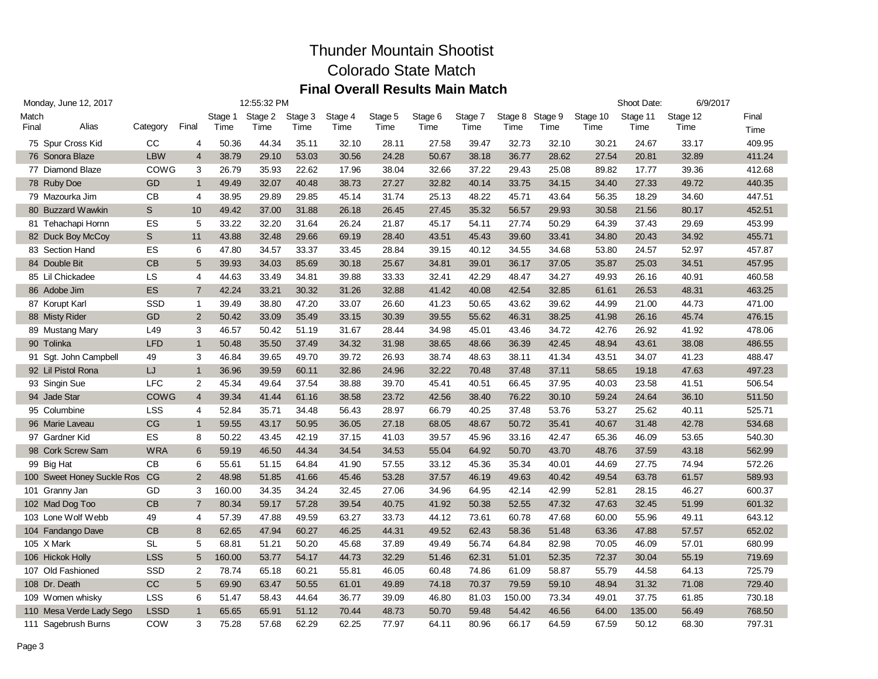# Thunder Mountain Shootist

## Colorado State Match

### Final Overall Results Main Match

Monday, June 12, 2017 12:55:32 PM Shoot Date: 6/9/2017

| Match Final | Alias | Category | Final | Stage 1 Time | Stage 2 Time | Stage 3 Time | Stage 4 Time | Stage 5 Time | Stage 6 Time | Stage 7 Time | Stage 8 Time | Stage 9 Time | Stage 10 Time | Stage 11 Time | Stage 12 Time | Final Time |
|---|---|---|---|---|---|---|---|---|---|---|---|---|---|---|---|---|
| 75 | Spur Cross Kid | CC | 4 | 50.36 | 44.34 | 35.11 | 32.10 | 28.11 | 27.58 | 39.47 | 32.73 | 32.10 | 30.21 | 24.67 | 33.17 | 409.95 |
| 76 | Sonora Blaze | LBW | 4 | 38.79 | 29.10 | 53.03 | 30.56 | 24.28 | 50.67 | 38.18 | 36.77 | 28.62 | 27.54 | 20.81 | 32.89 | 411.24 |
| 77 | Diamond Blaze | COWG | 3 | 26.79 | 35.93 | 22.62 | 17.96 | 38.04 | 32.66 | 37.22 | 29.43 | 25.08 | 89.82 | 17.77 | 39.36 | 412.68 |
| 78 | Ruby Doe | GD | 1 | 49.49 | 32.07 | 40.48 | 38.73 | 27.27 | 32.82 | 40.14 | 33.75 | 34.15 | 34.40 | 27.33 | 49.72 | 440.35 |
| 79 | Mazourka Jim | CB | 4 | 38.95 | 29.89 | 29.85 | 45.14 | 31.74 | 25.13 | 48.22 | 45.71 | 43.64 | 56.35 | 18.29 | 34.60 | 447.51 |
| 80 | Buzzard Wawkin | S | 10 | 49.42 | 37.00 | 31.88 | 26.18 | 26.45 | 27.45 | 35.32 | 56.57 | 29.93 | 30.58 | 21.56 | 80.17 | 452.51 |
| 81 | Tehachapi Hornn | ES | 5 | 33.22 | 32.20 | 31.64 | 26.24 | 21.87 | 45.17 | 54.11 | 27.74 | 50.29 | 64.39 | 37.43 | 29.69 | 453.99 |
| 82 | Duck Boy McCoy | S | 11 | 43.88 | 32.48 | 29.66 | 69.19 | 28.40 | 43.51 | 45.43 | 39.60 | 33.41 | 34.80 | 20.43 | 34.92 | 455.71 |
| 83 | Section Hand | ES | 6 | 47.80 | 34.57 | 33.37 | 33.45 | 28.84 | 39.15 | 40.12 | 34.55 | 34.68 | 53.80 | 24.57 | 52.97 | 457.87 |
| 84 | Double Bit | CB | 5 | 39.93 | 34.03 | 85.69 | 30.18 | 25.67 | 34.81 | 39.01 | 36.17 | 37.05 | 35.87 | 25.03 | 34.51 | 457.95 |
| 85 | Lil Chickadee | LS | 4 | 44.63 | 33.49 | 34.81 | 39.88 | 33.33 | 32.41 | 42.29 | 48.47 | 34.27 | 49.93 | 26.16 | 40.91 | 460.58 |
| 86 | Adobe Jim | ES | 7 | 42.24 | 33.21 | 30.32 | 31.26 | 32.88 | 41.42 | 40.08 | 42.54 | 32.85 | 61.61 | 26.53 | 48.31 | 463.25 |
| 87 | Korupt Karl | SSD | 1 | 39.49 | 38.80 | 47.20 | 33.07 | 26.60 | 41.23 | 50.65 | 43.62 | 39.62 | 44.99 | 21.00 | 44.73 | 471.00 |
| 88 | Misty Rider | GD | 2 | 50.42 | 33.09 | 35.49 | 33.15 | 30.39 | 39.55 | 55.62 | 46.31 | 38.25 | 41.98 | 26.16 | 45.74 | 476.15 |
| 89 | Mustang Mary | L49 | 3 | 46.57 | 50.42 | 51.19 | 31.67 | 28.44 | 34.98 | 45.01 | 43.46 | 34.72 | 42.76 | 26.92 | 41.92 | 478.06 |
| 90 | Tolinka | LFD | 1 | 50.48 | 35.50 | 37.49 | 34.32 | 31.98 | 38.65 | 48.66 | 36.39 | 42.45 | 48.94 | 43.61 | 38.08 | 486.55 |
| 91 | Sgt. John Campbell | 49 | 3 | 46.84 | 39.65 | 49.70 | 39.72 | 26.93 | 38.74 | 48.63 | 38.11 | 41.34 | 43.51 | 34.07 | 41.23 | 488.47 |
| 92 | Lil Pistol Rona | LJ | 1 | 36.96 | 39.59 | 60.11 | 32.86 | 24.96 | 32.22 | 70.48 | 37.48 | 37.11 | 58.65 | 19.18 | 47.63 | 497.23 |
| 93 | Singin Sue | LFC | 2 | 45.34 | 49.64 | 37.54 | 38.88 | 39.70 | 45.41 | 40.51 | 66.45 | 37.95 | 40.03 | 23.58 | 41.51 | 506.54 |
| 94 | Jade Star | COWG | 4 | 39.34 | 41.44 | 61.16 | 38.58 | 23.72 | 42.56 | 38.40 | 76.22 | 30.10 | 59.24 | 24.64 | 36.10 | 511.50 |
| 95 | Columbine | LSS | 4 | 52.84 | 35.71 | 34.48 | 56.43 | 28.97 | 66.79 | 40.25 | 37.48 | 53.76 | 53.27 | 25.62 | 40.11 | 525.71 |
| 96 | Marie Laveau | CG | 1 | 59.55 | 43.17 | 50.95 | 36.05 | 27.18 | 68.05 | 48.67 | 50.72 | 35.41 | 40.67 | 31.48 | 42.78 | 534.68 |
| 97 | Gardner Kid | ES | 8 | 50.22 | 43.45 | 42.19 | 37.15 | 41.03 | 39.57 | 45.96 | 33.16 | 42.47 | 65.36 | 46.09 | 53.65 | 540.30 |
| 98 | Cork Screw Sam | WRA | 6 | 59.19 | 46.50 | 44.34 | 34.54 | 34.53 | 55.04 | 64.92 | 50.70 | 43.70 | 48.76 | 37.59 | 43.18 | 562.99 |
| 99 | Big Hat | CB | 6 | 55.61 | 51.15 | 64.84 | 41.90 | 57.55 | 33.12 | 45.36 | 35.34 | 40.01 | 44.69 | 27.75 | 74.94 | 572.26 |
| 100 | Sweet Honey Suckle Ros | CG | 2 | 48.98 | 51.85 | 41.66 | 45.46 | 53.28 | 37.57 | 46.19 | 49.63 | 40.42 | 49.54 | 63.78 | 61.57 | 589.93 |
| 101 | Granny Jan | GD | 3 | 160.00 | 34.35 | 34.24 | 32.45 | 27.06 | 34.96 | 64.95 | 42.14 | 42.99 | 52.81 | 28.15 | 46.27 | 600.37 |
| 102 | Mad Dog Too | CB | 7 | 80.34 | 59.17 | 57.28 | 39.54 | 40.75 | 41.92 | 50.38 | 52.55 | 47.32 | 47.63 | 32.45 | 51.99 | 601.32 |
| 103 | Lone Wolf Webb | 49 | 4 | 57.39 | 47.88 | 49.59 | 63.27 | 33.73 | 44.12 | 73.61 | 60.78 | 47.68 | 60.00 | 55.96 | 49.11 | 643.12 |
| 104 | Fandango Dave | CB | 8 | 62.65 | 47.94 | 60.27 | 46.25 | 44.31 | 49.52 | 62.43 | 58.36 | 51.48 | 63.36 | 47.88 | 57.57 | 652.02 |
| 105 | X Mark | SL | 5 | 68.81 | 51.21 | 50.20 | 45.68 | 37.89 | 49.49 | 56.74 | 64.84 | 82.98 | 70.05 | 46.09 | 57.01 | 680.99 |
| 106 | Hickok Holly | LSS | 5 | 160.00 | 53.77 | 54.17 | 44.73 | 32.29 | 51.46 | 62.31 | 51.01 | 52.35 | 72.37 | 30.04 | 55.19 | 719.69 |
| 107 | Old Fashioned | SSD | 2 | 78.74 | 65.18 | 60.21 | 55.81 | 46.05 | 60.48 | 74.86 | 61.09 | 58.87 | 55.79 | 44.58 | 64.13 | 725.79 |
| 108 | Dr. Death | CC | 5 | 69.90 | 63.47 | 50.55 | 61.01 | 49.89 | 74.18 | 70.37 | 79.59 | 59.10 | 48.94 | 31.32 | 71.08 | 729.40 |
| 109 | Women whisky | LSS | 6 | 51.47 | 58.43 | 44.64 | 36.77 | 39.09 | 46.80 | 81.03 | 150.00 | 73.34 | 49.01 | 37.75 | 61.85 | 730.18 |
| 110 | Mesa Verde Lady Sego | LSSD | 1 | 65.65 | 65.91 | 51.12 | 70.44 | 48.73 | 50.70 | 59.48 | 54.42 | 46.56 | 64.00 | 135.00 | 56.49 | 768.50 |
| 111 | Sagebrush Burns | COW | 3 | 75.28 | 57.68 | 62.29 | 62.25 | 77.97 | 64.11 | 80.96 | 66.17 | 64.59 | 67.59 | 50.12 | 68.30 | 797.31 |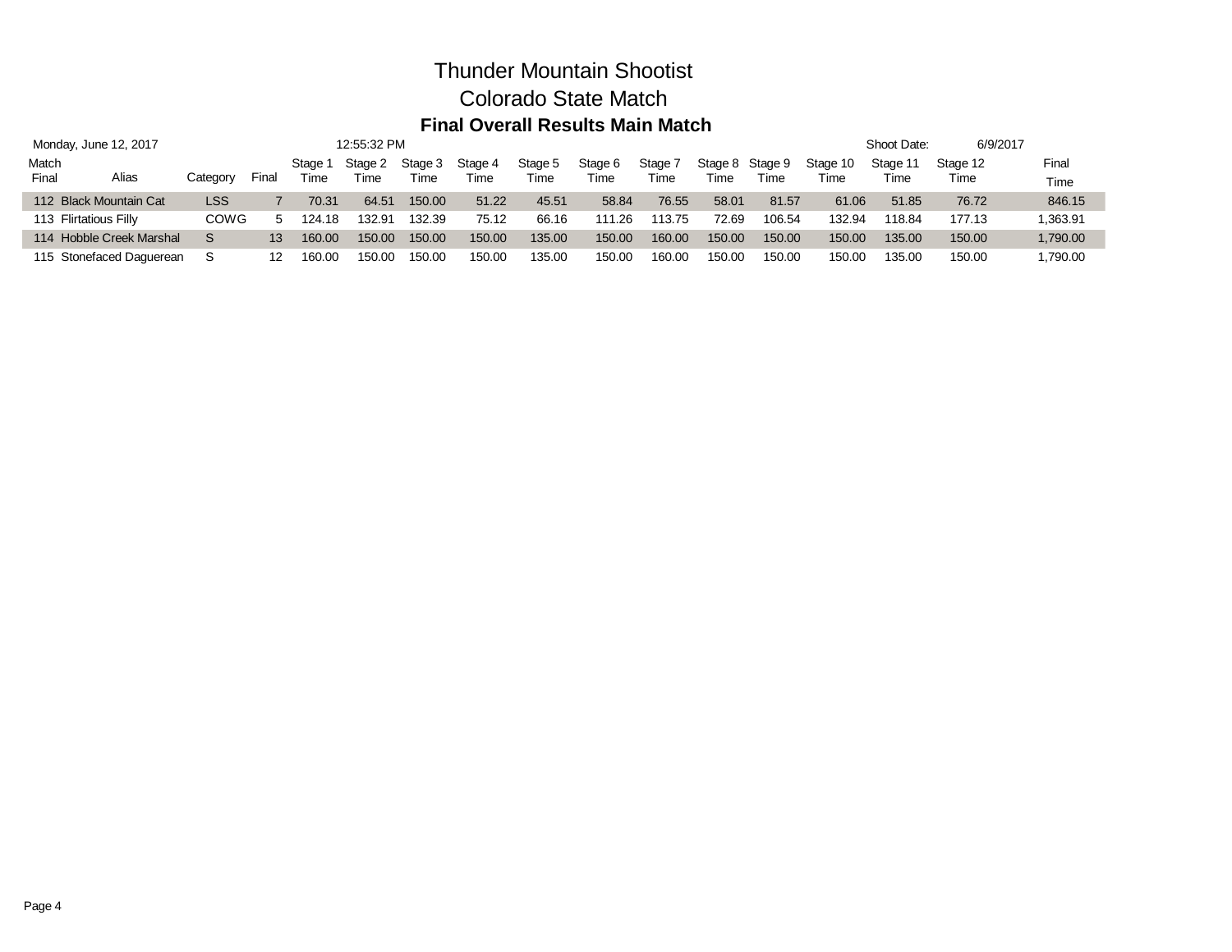# Thunder Mountain Shootist

## Colorado State Match

### Final Overall Results Main Match

Monday, June 12, 2017 12:55:32 PM Shoot Date: 6/9/2017

| Match Final | Alias | Category | Final | Stage 1 Time | Stage 2 Time | Stage 3 Time | Stage 4 Time | Stage 5 Time | Stage 6 Time | Stage 7 Time | Stage 8 Time | Stage 9 Time | Stage 10 Time | Stage 11 Time | Stage 12 Time | Final Time |
|---|---|---|---|---|---|---|---|---|---|---|---|---|---|---|---|---|
| 112 | Black Mountain Cat | LSS | 7 | 70.31 | 64.51 | 150.00 | 51.22 | 45.51 | 58.84 | 76.55 | 58.01 | 81.57 | 61.06 | 51.85 | 76.72 | 846.15 |
| 113 | Flirtatious Filly | COWG | 5 | 124.18 | 132.91 | 132.39 | 75.12 | 66.16 | 111.26 | 113.75 | 72.69 | 106.54 | 132.94 | 118.84 | 177.13 | 1,363.91 |
| 114 | Hobble Creek Marshal | S | 13 | 160.00 | 150.00 | 150.00 | 150.00 | 135.00 | 150.00 | 160.00 | 150.00 | 150.00 | 150.00 | 135.00 | 150.00 | 1,790.00 |
| 115 | Stonefaced Daguerean | S | 12 | 160.00 | 150.00 | 150.00 | 150.00 | 135.00 | 150.00 | 160.00 | 150.00 | 150.00 | 150.00 | 135.00 | 150.00 | 1,790.00 |